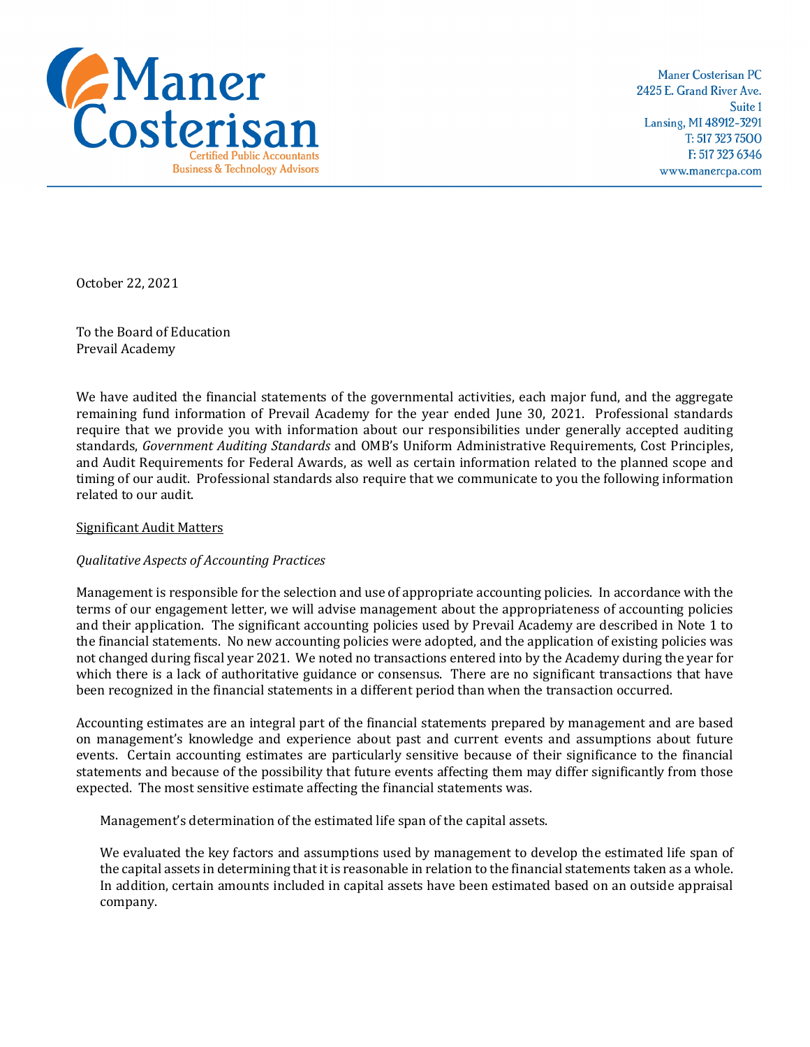Maner Costerisan PC
2425 E. Grand River Ave.
Suite 1
Lansing, MI 48912-3291
T: 517 323 7500
F: 517 323 6346
www.manercpa.com

October 22, 2021

To the Board of Education
Prevail Academy

We have audited the financial statements of the governmental activities, each major fund, and the aggregate remaining fund information of Prevail Academy for the year ended June 30, 2021. Professional standards require that we provide you with information about our responsibilities under generally accepted auditing standards, *Government Auditing Standards* and OMB's Uniform Administrative Requirements, Cost Principles, and Audit Requirements for Federal Awards, as well as certain information related to the planned scope and timing of our audit. Professional standards also require that we communicate to you the following information related to our audit.

Significant Audit Matters

*Qualitative Aspects of Accounting Practices*

Management is responsible for the selection and use of appropriate accounting policies. In accordance with the terms of our engagement letter, we will advise management about the appropriateness of accounting policies and their application. The significant accounting policies used by Prevail Academy are described in Note 1 to the financial statements. No new accounting policies were adopted, and the application of existing policies was not changed during fiscal year 2021. We noted no transactions entered into by the Academy during the year for which there is a lack of authoritative guidance or consensus. There are no significant transactions that have been recognized in the financial statements in a different period than when the transaction occurred.

Accounting estimates are an integral part of the financial statements prepared by management and are based on management's knowledge and experience about past and current events and assumptions about future events. Certain accounting estimates are particularly sensitive because of their significance to the financial statements and because of the possibility that future events affecting them may differ significantly from those expected. The most sensitive estimate affecting the financial statements was.

Management's determination of the estimated life span of the capital assets.

We evaluated the key factors and assumptions used by management to develop the estimated life span of the capital assets in determining that it is reasonable in relation to the financial statements taken as a whole. In addition, certain amounts included in capital assets have been estimated based on an outside appraisal company.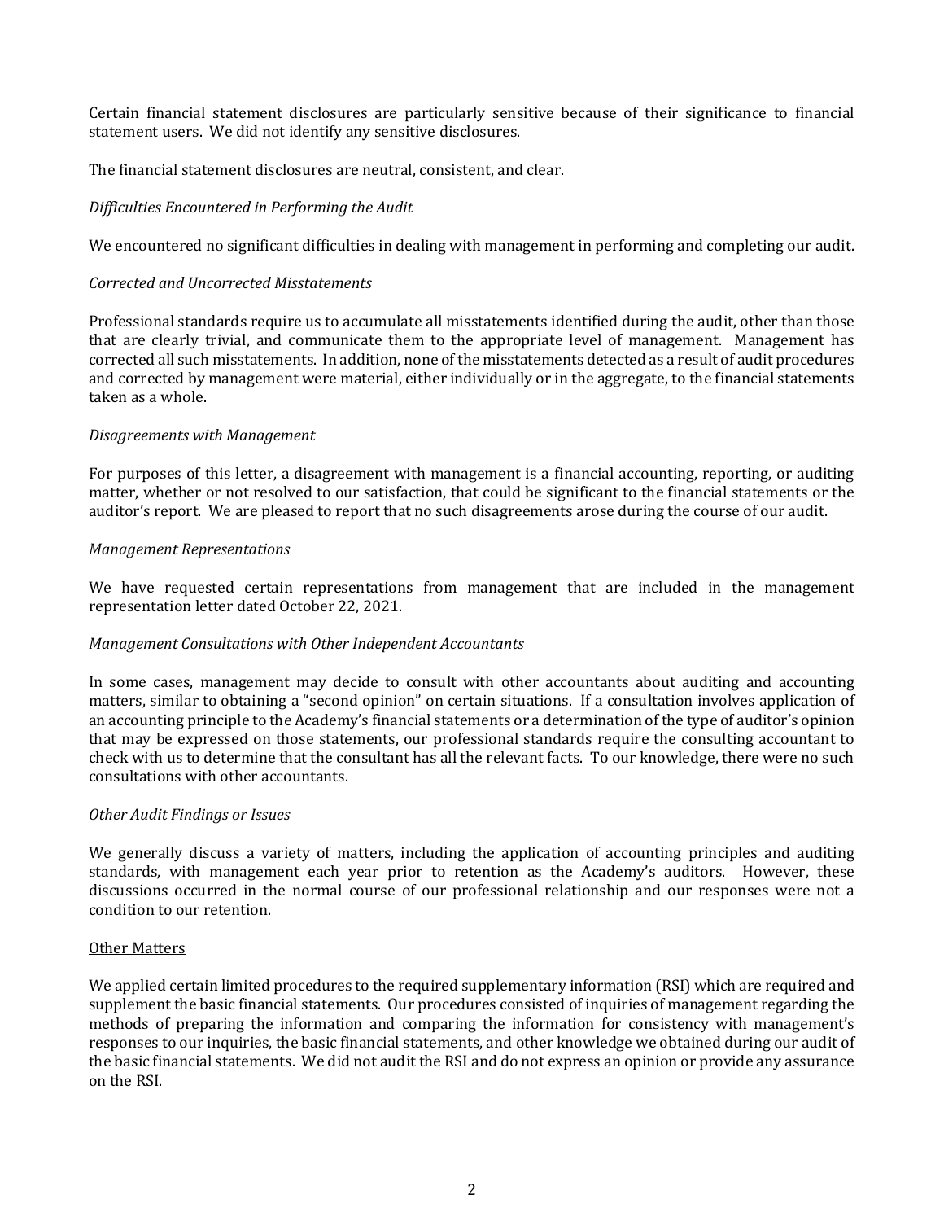Certain financial statement disclosures are particularly sensitive because of their significance to financial statement users. We did not identify any sensitive disclosures.

The financial statement disclosures are neutral, consistent, and clear.

*Difficulties Encountered in Performing the Audit*

We encountered no significant difficulties in dealing with management in performing and completing our audit.

*Corrected and Uncorrected Misstatements*

Professional standards require us to accumulate all misstatements identified during the audit, other than those that are clearly trivial, and communicate them to the appropriate level of management. Management has corrected all such misstatements. In addition, none of the misstatements detected as a result of audit procedures and corrected by management were material, either individually or in the aggregate, to the financial statements taken as a whole.

*Disagreements with Management*

For purposes of this letter, a disagreement with management is a financial accounting, reporting, or auditing matter, whether or not resolved to our satisfaction, that could be significant to the financial statements or the auditor's report. We are pleased to report that no such disagreements arose during the course of our audit.

*Management Representations*

We have requested certain representations from management that are included in the management representation letter dated October 22, 2021.

*Management Consultations with Other Independent Accountants*

In some cases, management may decide to consult with other accountants about auditing and accounting matters, similar to obtaining a "second opinion" on certain situations. If a consultation involves application of an accounting principle to the Academy's financial statements or a determination of the type of auditor's opinion that may be expressed on those statements, our professional standards require the consulting accountant to check with us to determine that the consultant has all the relevant facts. To our knowledge, there were no such consultations with other accountants.

*Other Audit Findings or Issues*

We generally discuss a variety of matters, including the application of accounting principles and auditing standards, with management each year prior to retention as the Academy's auditors. However, these discussions occurred in the normal course of our professional relationship and our responses were not a condition to our retention.

<u>Other Matters</u>

We applied certain limited procedures to the required supplementary information (RSI) which are required and supplement the basic financial statements. Our procedures consisted of inquiries of management regarding the methods of preparing the information and comparing the information for consistency with management's responses to our inquiries, the basic financial statements, and other knowledge we obtained during our audit of the basic financial statements. We did not audit the RSI and do not express an opinion or provide any assurance on the RSI.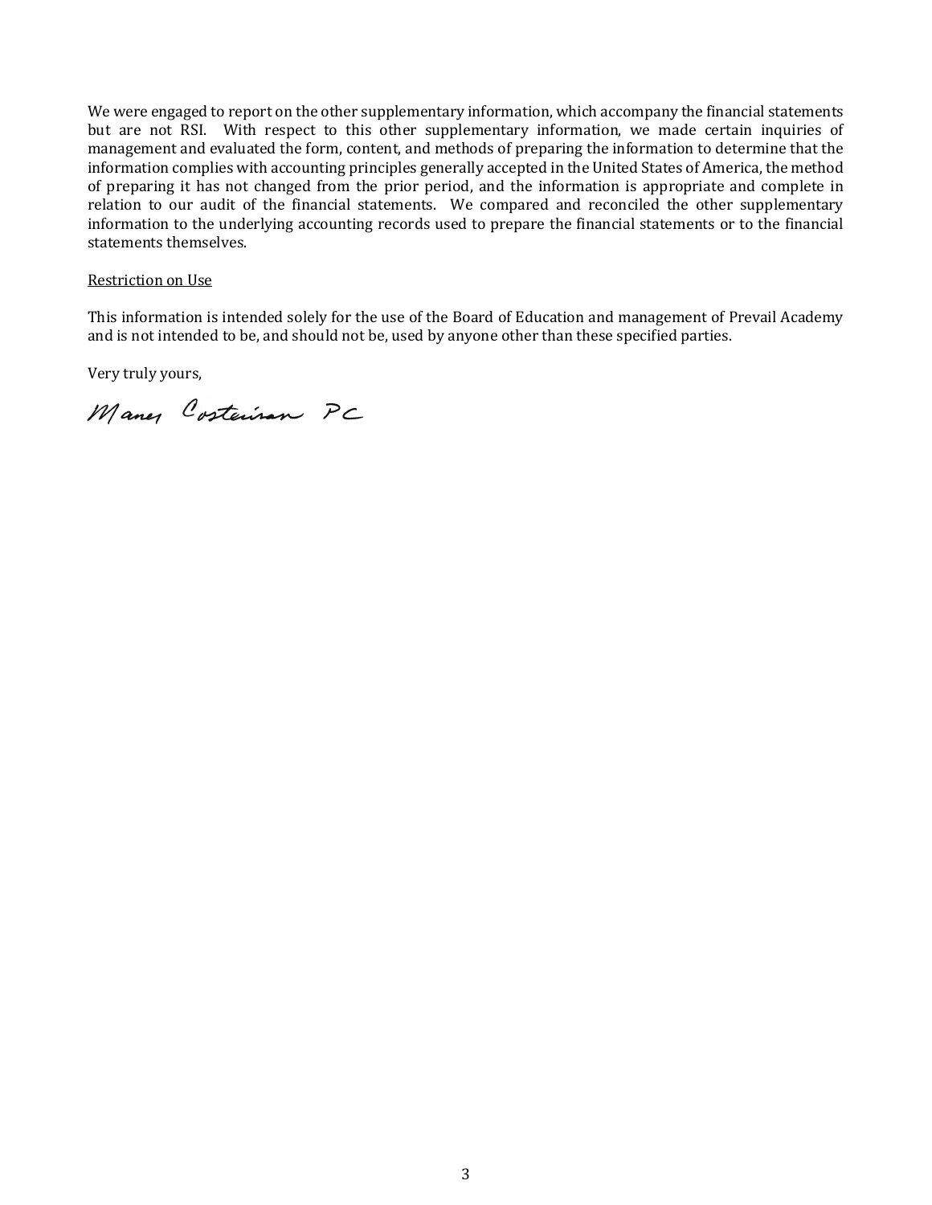We were engaged to report on the other supplementary information, which accompany the financial statements but are not RSI. With respect to this other supplementary information, we made certain inquiries of management and evaluated the form, content, and methods of preparing the information to determine that the information complies with accounting principles generally accepted in the United States of America, the method of preparing it has not changed from the prior period, and the information is appropriate and complete in relation to our audit of the financial statements. We compared and reconciled the other supplementary information to the underlying accounting records used to prepare the financial statements or to the financial statements themselves.

Restriction on Use

This information is intended solely for the use of the Board of Education and management of Prevail Academy and is not intended to be, and should not be, used by anyone other than these specified parties.

Very truly yours,

Maner Costerisan PC